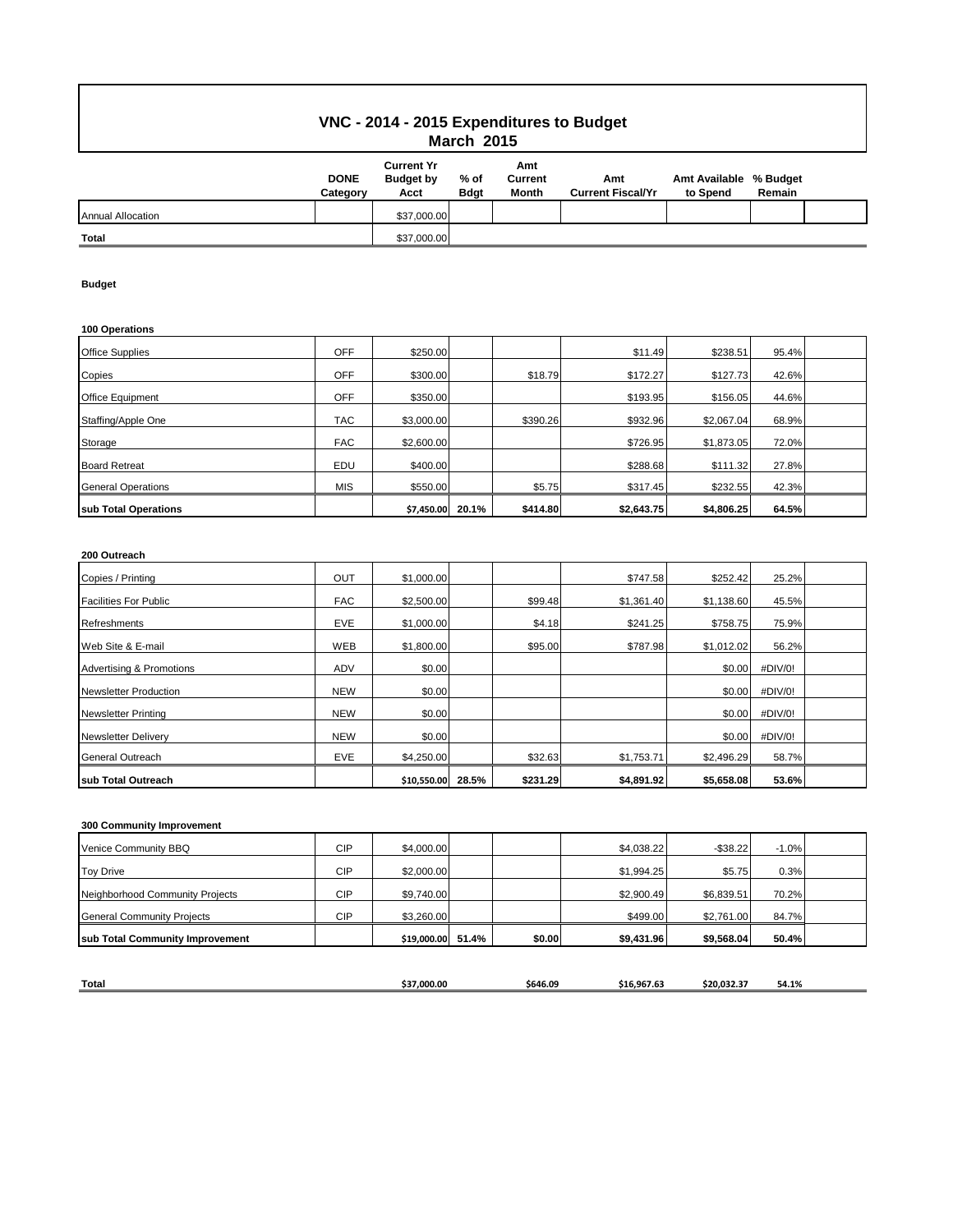# VNC - 2014 - 2015 Expenditures to Budget

## March 2015

| | DONE Category | Current Yr Budget by Acct | % of Bdgt | Amt Current Month | Amt Current Fiscal/Yr | Amt Available to Spend | % Budget Remain |
|---|---|---|---|---|---|---|---|
| Annual Allocation | | $37,000.00 | | | | | |
| **Total** | | $37,000.00 | | | | | |

**Budget**

**100 Operations**

| | DONE Category | Current Yr Budget by Acct | % of Bdgt | Amt Current Month | Amt Current Fiscal/Yr | Amt Available to Spend | % Budget Remain |
|---|---|---|---|---|---|---|---|
| Office Supplies | OFF | $250.00 | | | $11.49 | $238.51 | 95.4% |
| Copies | OFF | $300.00 | | $18.79 | $172.27 | $127.73 | 42.6% |
| Office Equipment | OFF | $350.00 | | | $193.95 | $156.05 | 44.6% |
| Staffing/Apple One | TAC | $3,000.00 | | $390.26 | $932.96 | $2,067.04 | 68.9% |
| Storage | FAC | $2,600.00 | | | $726.95 | $1,873.05 | 72.0% |
| Board Retreat | EDU | $400.00 | | | $288.68 | $111.32 | 27.8% |
| General Operations | MIS | $550.00 | | $5.75 | $317.45 | $232.55 | 42.3% |
| **sub Total Operations** | | **$7,450.00** | **20.1%** | **$414.80** | **$2,643.75** | **$4,806.25** | **64.5%** |

**200 Outreach**

| | DONE Category | Current Yr Budget by Acct | % of Bdgt | Amt Current Month | Amt Current Fiscal/Yr | Amt Available to Spend | % Budget Remain |
|---|---|---|---|---|---|---|---|
| Copies / Printing | OUT | $1,000.00 | | | $747.58 | $252.42 | 25.2% |
| Facilities For Public | FAC | $2,500.00 | | $99.48 | $1,361.40 | $1,138.60 | 45.5% |
| Refreshments | EVE | $1,000.00 | | $4.18 | $241.25 | $758.75 | 75.9% |
| Web Site & E-mail | WEB | $1,800.00 | | $95.00 | $787.98 | $1,012.02 | 56.2% |
| Advertising & Promotions | ADV | $0.00 | | | | $0.00 | #DIV/0! |
| Newsletter Production | NEW | $0.00 | | | | $0.00 | #DIV/0! |
| Newsletter Printing | NEW | $0.00 | | | | $0.00 | #DIV/0! |
| Newsletter Delivery | NEW | $0.00 | | | | $0.00 | #DIV/0! |
| General Outreach | EVE | $4,250.00 | | $32.63 | $1,753.71 | $2,496.29 | 58.7% |
| **sub Total Outreach** | | **$10,550.00** | **28.5%** | **$231.29** | **$4,891.92** | **$5,658.08** | **53.6%** |

**300 Community Improvement**

| | DONE Category | Current Yr Budget by Acct | % of Bdgt | Amt Current Month | Amt Current Fiscal/Yr | Amt Available to Spend | % Budget Remain |
|---|---|---|---|---|---|---|---|
| Venice Community BBQ | CIP | $4,000.00 | | | $4,038.22 | -$38.22 | -1.0% |
| Toy Drive | CIP | $2,000.00 | | | $1,994.25 | $5.75 | 0.3% |
| Neighborhood Community Projects | CIP | $9,740.00 | | | $2,900.49 | $6,839.51 | 70.2% |
| General Community Projects | CIP | $3,260.00 | | | $499.00 | $2,761.00 | 84.7% |
| **sub Total Community Improvement** | | **$19,000.00** | **51.4%** | **$0.00** | **$9,431.96** | **$9,568.04** | **50.4%** |
| | | | | | | | |
| **Total** | | **$37,000.00** | | **$646.09** | **$16,967.63** | **$20,032.37** | **54.1%** |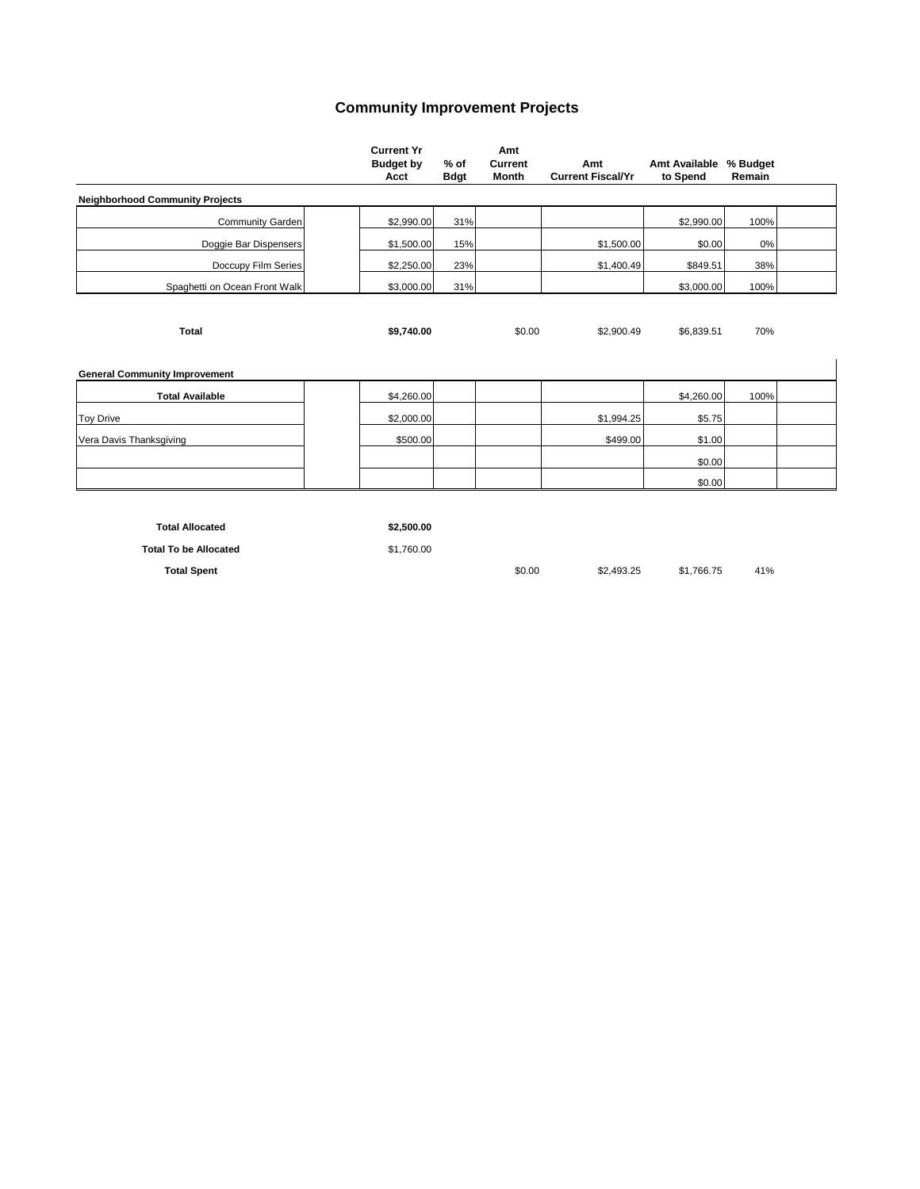# Community Improvement Projects

| | | Current Yr Budget by Acct | % of Bdgt | Amt Current Month | Amt Current Fiscal/Yr | Amt Available to Spend | % Budget Remain | |
|---|---|---|---|---|---|---|---|---|
| **Neighborhood Community Projects** | | | | | | | | |
| Community Garden | | $2,990.00 | 31% | | | $2,990.00 | 100% | |
| Doggie Bar Dispensers | | $1,500.00 | 15% | | $1,500.00 | $0.00 | 0% | |
| Doccupy Film Series | | $2,250.00 | 23% | | $1,400.49 | $849.51 | 38% | |
| Spaghetti on Ocean Front Walk | | $3,000.00 | 31% | | | $3,000.00 | 100% | |
| **Total** | | **$9,740.00** | | $0.00 | $2,900.49 | $6,839.51 | 70% | |
| **General Community Improvement** | | | | | | | | |
| **Total Available** | | $4,260.00 | | | | $4,260.00 | 100% | |
| Toy Drive | | $2,000.00 | | | $1,994.25 | $5.75 | | |
| Vera Davis Thanksgiving | | $500.00 | | | $499.00 | $1.00 | | |
| | | | | | | $0.00 | | |
| | | | | | | $0.00 | | |
| **Total Allocated** | | **$2,500.00** | | | | | | |
| **Total To be Allocated** | | $1,760.00 | | | | | | |
| **Total Spent** | | | | $0.00 | $2,493.25 | $1,766.75 | 41% | |